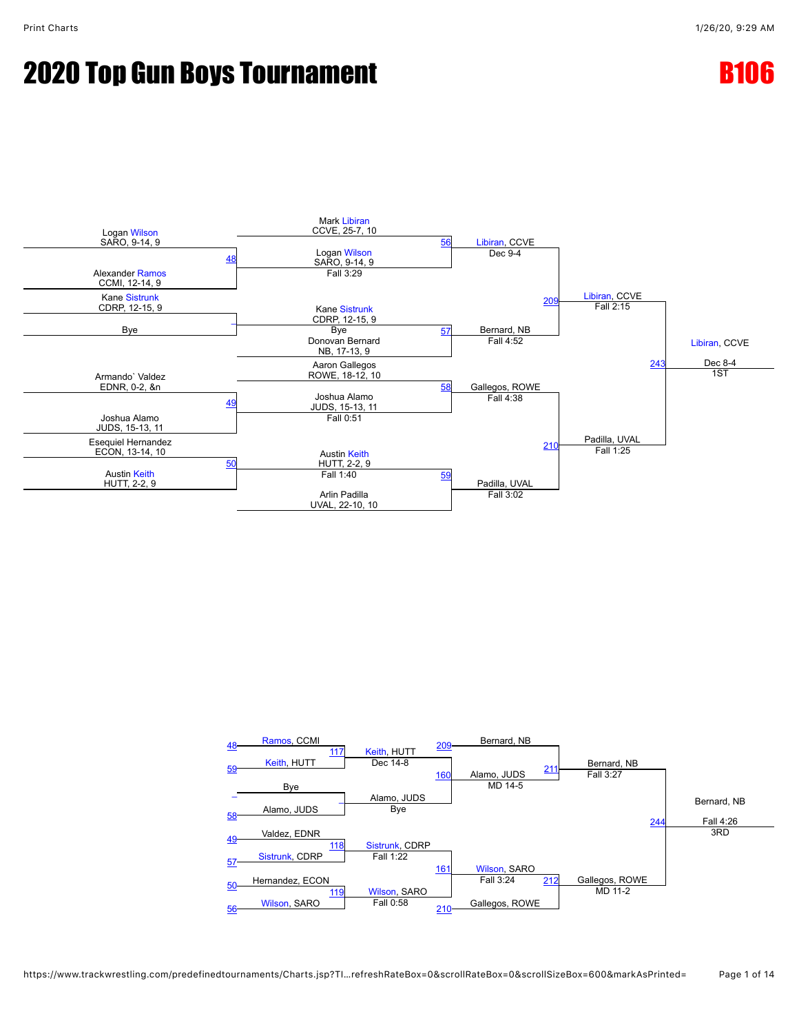# 2020 Top Gun Boys Tournament

# B106

## Championship Bracket

**Round 1**

- Logan Wilson, SARO, 9-14, 9 vs. Alexander Ramos, CCMI, 12-14, 9 — Bout 48 — Winner: Logan Wilson, SARO, 9-14, 9 — Fall 3:29
- Kane Sistrunk, CDRP, 12-15, 9 vs. Bye — Winner: Kane Sistrunk, CDRP, 12-15, 9 — Bye
- Armando` Valdez, EDNR, 0-2, &n vs. Joshua Alamo, JUDS, 15-13, 11 — Bout 49 — Winner: Joshua Alamo, JUDS, 15-13, 11 — Fall 0:51
- Esequiel Hernandez, ECON, 13-14, 10 vs. Austin Keith, HUTT, 2-2, 9 — Bout 50 — Winner: Austin Keith, HUTT, 2-2, 9 — Fall 1:40

**Round 2**

- Mark Libiran, CCVE, 25-7, 10 vs. Logan Wilson, SARO, 9-14, 9 — Bout 56 — Winner: Libiran, CCVE — Dec 9-4
- Kane Sistrunk, CDRP, 12-15, 9 vs. Donovan Bernard, NB, 17-13, 9 — Bout 57 — Winner: Bernard, NB — Fall 4:52
- Aaron Gallegos, ROWE, 18-12, 10 vs. Joshua Alamo, JUDS, 15-13, 11 — Bout 58 — Winner: Gallegos, ROWE — Fall 4:38
- Austin Keith, HUTT, 2-2, 9 vs. Arlin Padilla, UVAL, 22-10, 10 — Bout 59 — Winner: Padilla, UVAL — Fall 3:02

**Semifinals**

- Libiran, CCVE vs. Bernard, NB — Bout 209 — Winner: Libiran, CCVE — Fall 2:15
- Gallegos, ROWE vs. Padilla, UVAL — Bout 210 — Winner: Padilla, UVAL — Fall 1:25

**Final**

- Libiran, CCVE vs. Padilla, UVAL — Bout 243 — Winner: Libiran, CCVE — Dec 8-4 — 1ST

## Consolation Bracket

**Consolation Round 1**

- Ramos, CCMI (L48) vs. Keith, HUTT (L59) — Bout 117 — Winner: Keith, HUTT — Dec 14-8
- Bye vs. Alamo, JUDS (L58) — Winner: Alamo, JUDS — Bye
- Valdez, EDNR (L49) vs. Sistrunk, CDRP (L57) — Bout 118 — Winner: Sistrunk, CDRP — Fall 1:22
- Hernandez, ECON (L50) vs. Wilson, SARO (L56) — Bout 119 — Winner: Wilson, SARO — Fall 0:58

**Consolation Round 2**

- Keith, HUTT vs. Alamo, JUDS — Bout 160 — Winner: Alamo, JUDS — MD 14-5
- Sistrunk, CDRP vs. Wilson, SARO — Bout 161 — Winner: Wilson, SARO — Fall 3:24

**Consolation Semifinals**

- Bernard, NB (L209) vs. Alamo, JUDS — Bout 211 — Winner: Bernard, NB — Fall 3:27
- Wilson, SARO vs. Gallegos, ROWE (L210) — Bout 212 — Winner: Gallegos, ROWE — MD 11-2

**3rd Place**

- Bernard, NB vs. Gallegos, ROWE — Bout 244 — Winner: Bernard, NB — Fall 4:26 — 3RD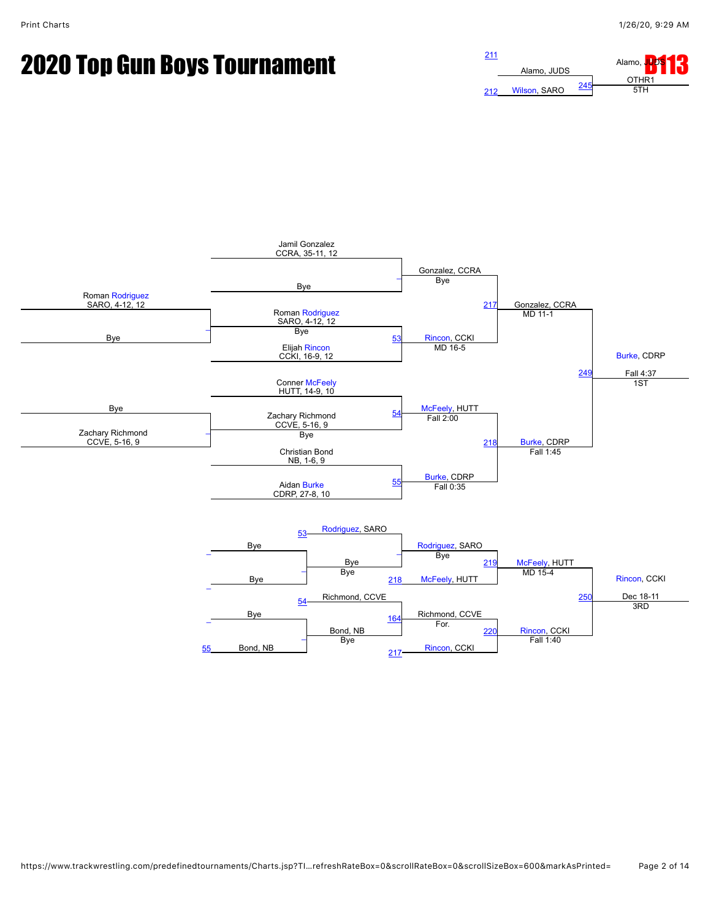# 2020 Top Gun Boys Tournament

**B113**

## 5th Place

- 211 Alamo, JUDS
- 212 Wilson, SARO
- 245 Alamo, JUDS — OTHR1 — 5TH

## Championship Bracket

**Pigtail / Preliminary:**
- Roman Rodriguez, SARO, 4-12, 12 vs Bye → Roman Rodriguez, SARO, 4-12, 12
- Bye vs Zachary Richmond, CCVE, 5-16, 9 → Zachary Richmond, CCVE, 5-16, 9

**First Round:**
- Jamil Gonzalez, CCRA, 35-11, 12 vs Bye → Gonzalez, CCRA (Bye)
- 53: Roman Rodriguez, SARO, 4-12, 12 vs Elijah Rincon, CCKI, 16-9, 12 → Rincon, CCKI (MD 16-5)
- 54: Conner McFeely, HUTT, 14-9, 10 vs Zachary Richmond, CCVE, 5-16, 9 → McFeely, HUTT (Fall 2:00)
- 55: Christian Bond, NB, 1-6, 9 vs Aidan Burke, CDRP, 27-8, 10 → Burke, CDRP (Fall 0:35)

**Semifinals:**
- 217: Gonzalez, CCRA vs Rincon, CCKI → Gonzalez, CCRA (MD 11-1)
- 218: McFeely, HUTT vs Burke, CDRP → Burke, CDRP (Fall 1:45)

**Final:**
- 249: Gonzalez, CCRA vs Burke, CDRP → Burke, CDRP (Fall 4:37) — 1ST

## Consolation Bracket

- Bye vs Bye → Bye
- 53: Rodriguez, SARO vs Bye → Rodriguez, SARO (Bye)
- 218: Rodriguez, SARO vs McFeely, HUTT → 219: McFeely, HUTT (MD 15-4)
- Bye vs 55 Bond, NB → Bond, NB (Bye)
- 54: Richmond, CCVE vs Bond, NB → 164: Richmond, CCVE (For.)
- 217: Richmond, CCVE vs Rincon, CCKI → 220: Rincon, CCKI (Fall 1:40)
- 250: McFeely, HUTT vs Rincon, CCKI → Rincon, CCKI (Dec 18-11) — 3RD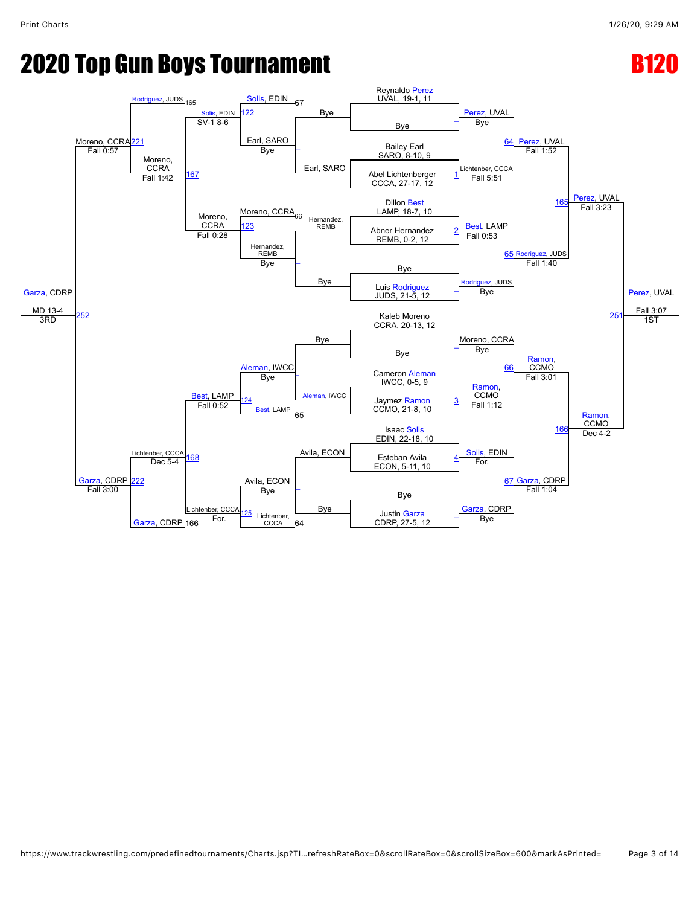# 2020 Top Gun Boys Tournament

# B120

## Championship Bracket

| Bout | Wrestler 1 | Wrestler 2 | Winner | Result |
|---|---|---|---|---|
| – | Reynaldo Perez, UVAL, 19-1, 11 | Bye | Perez, UVAL | Bye |
| 1 | Bailey Earl, SARO, 8-10, 9 | Abel Lichtenberger, CCCA, 27-17, 12 | Lichtenber, CCCA | Fall 5:51 |
| 2 | Dillon Best, LAMP, 18-7, 10 | Abner Hernandez, REMB, 0-2, 12 | Best, LAMP | Fall 0:53 |
| – | Bye | Luis Rodriguez, JUDS, 21-5, 12 | Rodriguez, JUDS | Bye |
| – | Kaleb Moreno, CCRA, 20-13, 12 | Bye | Moreno, CCRA | Bye |
| 3 | Cameron Aleman, IWCC, 0-5, 9 | Jaymez Ramon, CCMO, 21-8, 10 | Ramon, CCMO | Fall 1:12 |
| 4 | Isaac Solis, EDIN, 22-18, 10 | Esteban Avila, ECON, 5-11, 10 | Solis, EDIN | For. |
| – | Bye | Justin Garza, CDRP, 27-5, 12 | Garza, CDRP | Bye |
| 64 | Perez, UVAL | Lichtenber, CCCA | Perez, UVAL | Fall 1:52 |
| 65 | Best, LAMP | Rodriguez, JUDS | Rodriguez, JUDS | Fall 1:40 |
| 66 | Moreno, CCRA | Ramon, CCMO | Ramon, CCMO | Fall 3:01 |
| 67 | Solis, EDIN | Garza, CDRP | Garza, CDRP | Fall 1:04 |
| 165 | Perez, UVAL | Rodriguez, JUDS | Perez, UVAL | Fall 3:23 |
| 166 | Ramon, CCMO | Garza, CDRP | Ramon, CCMO | Dec 4-2 |
| 251 | Perez, UVAL | Ramon, CCMO | Perez, UVAL (1ST) | Fall 3:07 |

## Consolation Bracket

| Bout | Wrestler 1 | Wrestler 2 | Winner | Result |
|---|---|---|---|---|
| – | Earl, SARO | Bye | Earl, SARO | Bye |
| – | Hernandez, REMB | Bye | Hernandez, REMB | Bye |
| – | Bye | Aleman, IWCC | Aleman, IWCC | Bye |
| – | Avila, ECON | Bye | Avila, ECON | Bye |
| 122 | Solis, EDIN (L67) | Earl, SARO | Solis, EDIN | SV-1 8-6 |
| 123 | Moreno, CCRA (L66) | Hernandez, REMB | Moreno, CCRA | Fall 0:28 |
| 124 | Aleman, IWCC | Best, LAMP (L65) | Best, LAMP | Fall 0:52 |
| 125 | Avila, ECON | Lichtenber, CCCA (L64) | Lichtenber, CCCA | For. |
| 167 | Solis, EDIN | Moreno, CCRA | Moreno, CCRA | Fall 1:42 |
| 168 | Best, LAMP | Lichtenber, CCCA | Lichtenber, CCCA | Dec 5-4 |
| 221 | Rodriguez, JUDS (L165) | Moreno, CCRA | Moreno, CCRA | Fall 0:57 |
| 222 | Lichtenber, CCCA | Garza, CDRP (L166) | Garza, CDRP | Fall 3:00 |
| 252 | Moreno, CCRA | Garza, CDRP | Garza, CDRP (3RD) | MD 13-4 |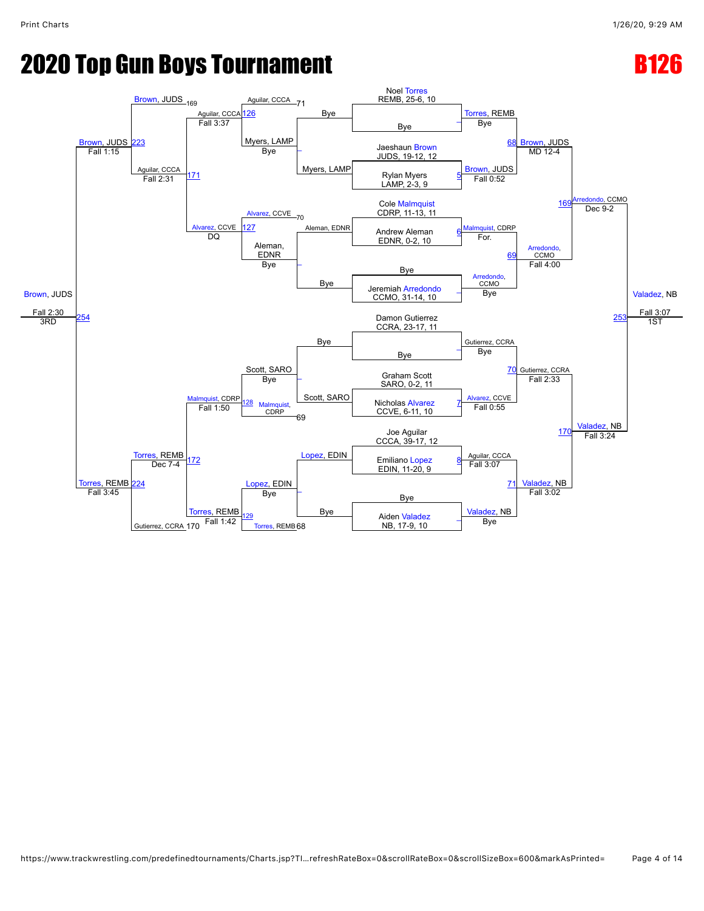# 2020 Top Gun Boys Tournament

## B126

### Championship Bracket

**First Round**

| Match | Wrestler 1 | Wrestler 2 | Winner | Result |
|---|---|---|---|---|
| – | Noel Torres, REMB, 25-6, 10 | Bye | Torres, REMB | Bye |
| 5 | Jaeshaun Brown, JUDS, 19-12, 12 | Rylan Myers, LAMP, 2-3, 9 | Brown, JUDS | Fall 0:52 |
| 6 | Cole Malmquist, CDRP, 11-13, 11 | Andrew Aleman, EDNR, 0-2, 10 | Malmquist, CDRP | For. |
| – | Bye | Jeremiah Arredondo, CCMO, 31-14, 10 | Arredondo, CCMO | Bye |
| – | Damon Gutierrez, CCRA, 23-17, 11 | Bye | Gutierrez, CCRA | Bye |
| 7 | Graham Scott, SARO, 0-2, 11 | Nicholas Alvarez, CCVE, 6-11, 10 | Alvarez, CCVE | Fall 0:55 |
| 8 | Joe Aguilar, CCCA, 39-17, 12 | Emiliano Lopez, EDIN, 11-20, 9 | Aguilar, CCCA | Fall 3:07 |
| – | Bye | Aiden Valadez, NB, 17-9, 10 | Valadez, NB | Bye |

**Quarterfinals**

| Match | Winner | Result |
|---|---|---|
| 68 | Brown, JUDS | MD 12-4 |
| 69 | Arredondo, CCMO | Fall 4:00 |
| 70 | Gutierrez, CCRA | Fall 2:33 |
| 71 | Valadez, NB | Fall 3:02 |

**Semifinals**

| Match | Winner | Result |
|---|---|---|
| 169 | Arredondo, CCMO | Dec 9-2 |
| 170 | Valadez, NB | Fall 3:24 |

**1st Place Match**

| Match | Winner | Result |
|---|---|---|
| 253 | Valadez, NB | Fall 3:07 — 1ST |

### Consolation Bracket

**Consolation Round 1**

| Match | Wrestlers | Winner | Result |
|---|---|---|---|
| – | Myers, LAMP vs Bye | Myers, LAMP | Bye |
| – | Aleman, EDNR vs Bye | Aleman, EDNR | Bye |
| – | Bye vs Scott, SARO | Scott, SARO | Bye |
| – | Lopez, EDIN vs Bye | Lopez, EDIN | Bye |

**Consolation Round 2**

| Match | Wrestlers | Winner | Result |
|---|---|---|---|
| 126 | Aguilar, CCCA (71) vs Myers, LAMP | Aguilar, CCCA | Fall 3:37 |
| 127 | Alvarez, CCVE (70) vs Aleman, EDNR | Alvarez, CCVE | DQ |
| 128 | Scott, SARO vs Malmquist, CDRP (69) | Malmquist, CDRP | Fall 1:50 |
| 129 | Lopez, EDIN vs Torres, REMB (68) | Torres, REMB | Fall 1:42 |

**Consolation Round 3**

| Match | Wrestlers | Winner | Result |
|---|---|---|---|
| 171 | Aguilar, CCCA vs Alvarez, CCVE | Aguilar, CCCA | Fall 2:31 |
| 172 | Malmquist, CDRP vs Torres, REMB | Torres, REMB | Dec 7-4 |

**Consolation Semifinals**

| Match | Wrestlers | Winner | Result |
|---|---|---|---|
| 223 | Brown, JUDS (169) vs Aguilar, CCCA | Brown, JUDS | Fall 1:15 |
| 224 | Torres, REMB vs Gutierrez, CCRA (170) | Torres, REMB | Fall 3:45 |

**3rd Place Match**

| Match | Winner | Result |
|---|---|---|
| 254 | Brown, JUDS | Fall 2:30 — 3RD |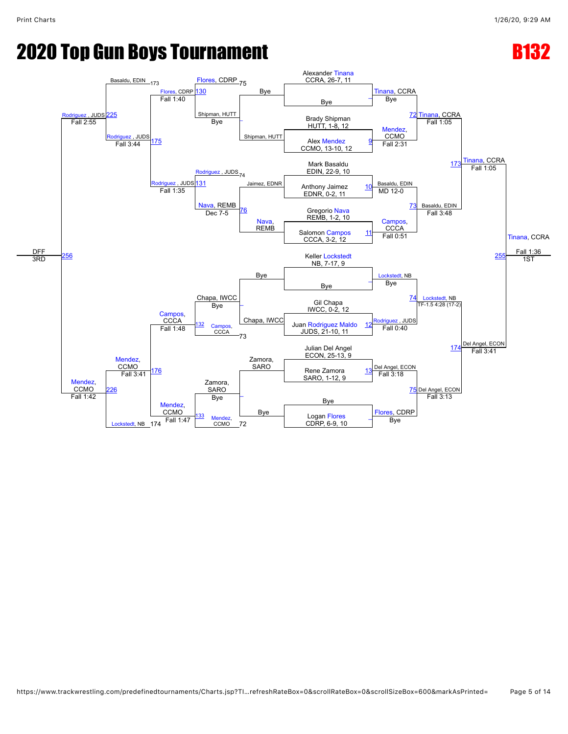# 2020 Top Gun Boys Tournament

## B132

### Championship Bracket

**First Round**

- Alexander Tinana, CCRA, 26-7, 11 vs Bye — Tinana, CCRA, Bye
- Brady Shipman, HUTT, 1-8, 12 vs Alex Mendez, CCMO, 13-10, 12 — Match 9: Mendez, CCMO, Fall 2:31
- Mark Basaldu, EDIN, 22-9, 10 vs Anthony Jaimez, EDNR, 0-2, 11 — Match 10: Basaldu, EDIN, MD 12-0
- Gregorio Nava, REMB, 1-2, 10 vs Salomon Campos, CCCA, 3-2, 12 — Match 11: Campos, CCCA, Fall 0:51
- Keller Lockstedt, NB, 7-17, 9 vs Bye — Lockstedt, NB, Bye
- Gil Chapa, IWCC, 0-2, 12 vs Juan Rodriguez Maldo, JUDS, 21-10, 11 — Match 12: Rodriguez, JUDS, Fall 0:40
- Julian Del Angel, ECON, 25-13, 9 vs Rene Zamora, SARO, 1-12, 9 — Match 13: Del Angel, ECON, Fall 3:18
- Bye vs Logan Flores, CDRP, 6-9, 10 — Flores, CDRP, Bye

**Quarterfinals**

- Match 72: Tinana, CCRA, Fall 1:05
- Match 73: Basaldu, EDIN, Fall 3:48
- Match 74: Lockstedt, NB, TF-1.5 4:28 (17-2)
- Match 75: Del Angel, ECON, Fall 3:13

**Semifinals**

- Match 173: Tinana, CCRA, Fall 1:05
- Match 174: Del Angel, ECON, Fall 3:41

**Final**

- Match 255: Tinana, CCRA, Fall 1:36 — 1ST

### Consolation Bracket

**Consolation Round 1**

- Bye vs Shipman, HUTT — Shipman, HUTT
- Jaimez, EDNR vs Nava, REMB — Match 76: Nava, REMB, Dec 7-5
- Bye vs Chapa, IWCC — Chapa, IWCC
- Zamora, SARO vs Bye — Zamora, SARO

**Consolation Round 2**

- Flores, CDRP (75) vs Shipman, HUTT — Match 130: Flores, CDRP, Fall 1:40
- Rodriguez, JUDS (74) vs Nava, REMB — Match 131: Rodriguez, JUDS, Fall 1:35
- Chapa, IWCC vs Campos, CCCA (73) — Match 132: Campos, CCCA, Fall 1:48
- Zamora, SARO vs Mendez, CCMO (72) — Match 133: Mendez, CCMO, Fall 1:47

**Consolation Quarterfinals**

- Basaldu, EDIN (173) vs Rodriguez, JUDS — Match 175: Rodriguez, JUDS, Fall 3:44
- Mendez, CCMO vs Lockstedt, NB (174) — Match 176: Mendez, CCMO, Fall 3:41

**Consolation Semifinals**

- Match 225: Rodriguez, JUDS, Fall 2:55
- Match 226: Mendez, CCMO, Fall 1:42

**3rd Place**

- Match 256: DFF — 3RD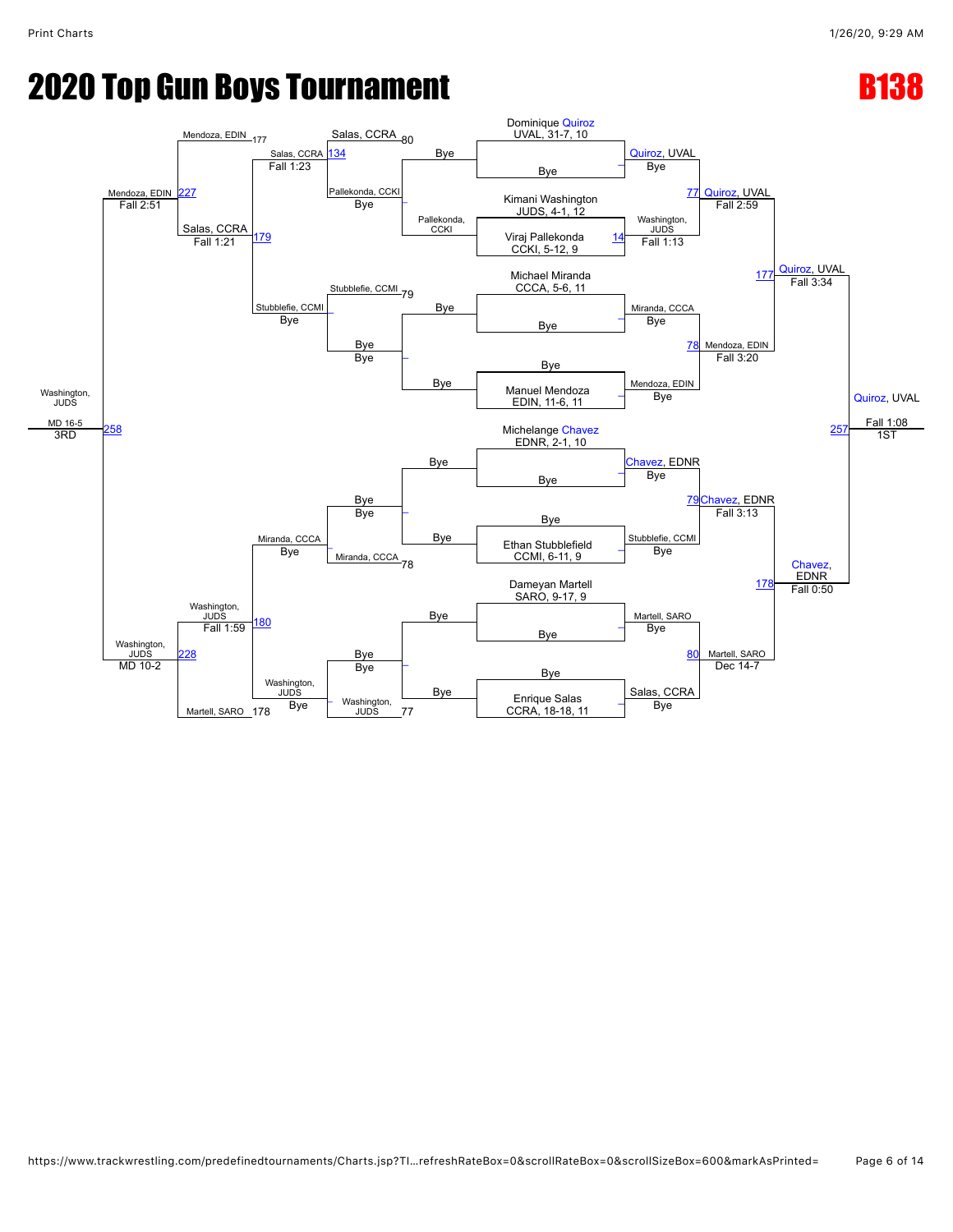# 2020 Top Gun Boys Tournament

## B138

### Championship Bracket

**Seeds:**
- Dominique Quiroz, UVAL, 31-7, 10
- Kimani Washington, JUDS, 4-1, 12
- Viraj Pallekonda, CCKI, 5-12, 9
- Michael Miranda, CCCA, 5-6, 11
- Manuel Mendoza, EDIN, 11-6, 11
- Michelange Chavez, EDNR, 2-1, 10
- Ethan Stubblefield, CCMI, 6-11, 9
- Dameyan Martell, SARO, 9-17, 9
- Enrique Salas, CCRA, 18-18, 11

**First round:**
- Dominique Quiroz vs Bye — Quiroz, UVAL, Bye
- Kimani Washington vs Viraj Pallekonda — (14) Washington, JUDS, Fall 1:13
- Michael Miranda vs Bye — Miranda, CCCA, Bye
- Bye vs Manuel Mendoza — Mendoza, EDIN, Bye
- Michelange Chavez vs Bye — Chavez, EDNR, Bye
- Bye vs Ethan Stubblefield — Stubblefie, CCMI, Bye
- Dameyan Martell vs Bye — Martell, SARO, Bye
- Bye vs Enrique Salas — Salas, CCRA, Bye

**Quarterfinals:**
- (77) Quiroz, UVAL, Fall 2:59
- (78) Mendoza, EDIN, Fall 3:20
- (79) Chavez, EDNR, Fall 3:13
- (80) Martell, SARO, Dec 14-7

**Semifinals:**
- (177) Quiroz, UVAL, Fall 3:34
- (178) Chavez, EDNR, Fall 0:50

**Final:**
- (257) Quiroz, UVAL, Fall 1:08 — 1ST

### Consolation Bracket

**First round:**
- Bye vs Pallekonda, CCKI — Pallekonda, CCKI
- Bye vs Bye — Bye
- Bye vs Bye — Bye
- Bye vs Bye — Bye

**Second round:**
- Salas, CCRA vs Pallekonda, CCKI (80) — (134) Salas, CCRA, Fall 1:23
- Stubblefie, CCMI (79) vs Bye — Stubblefie, CCMI, Bye
- Bye vs Miranda, CCCA (78) — Miranda, CCCA, Bye
- Bye vs Washington, JUDS (77) — Washington, JUDS, Bye

**Third round:**
- Salas, CCRA vs Stubblefie, CCMI — (179) Salas, CCRA, Fall 1:21
- Miranda, CCCA vs Washington, JUDS — (180) Washington, JUDS, Fall 1:59

**Consolation semifinals:**
- Mendoza, EDIN (177) vs Salas, CCRA — (227) Mendoza, EDIN, Fall 2:51
- Washington, JUDS vs Martell, SARO (178) — (228) Washington, JUDS, MD 10-2

**Third place:**
- (258) Washington, JUDS, MD 16-5 — 3RD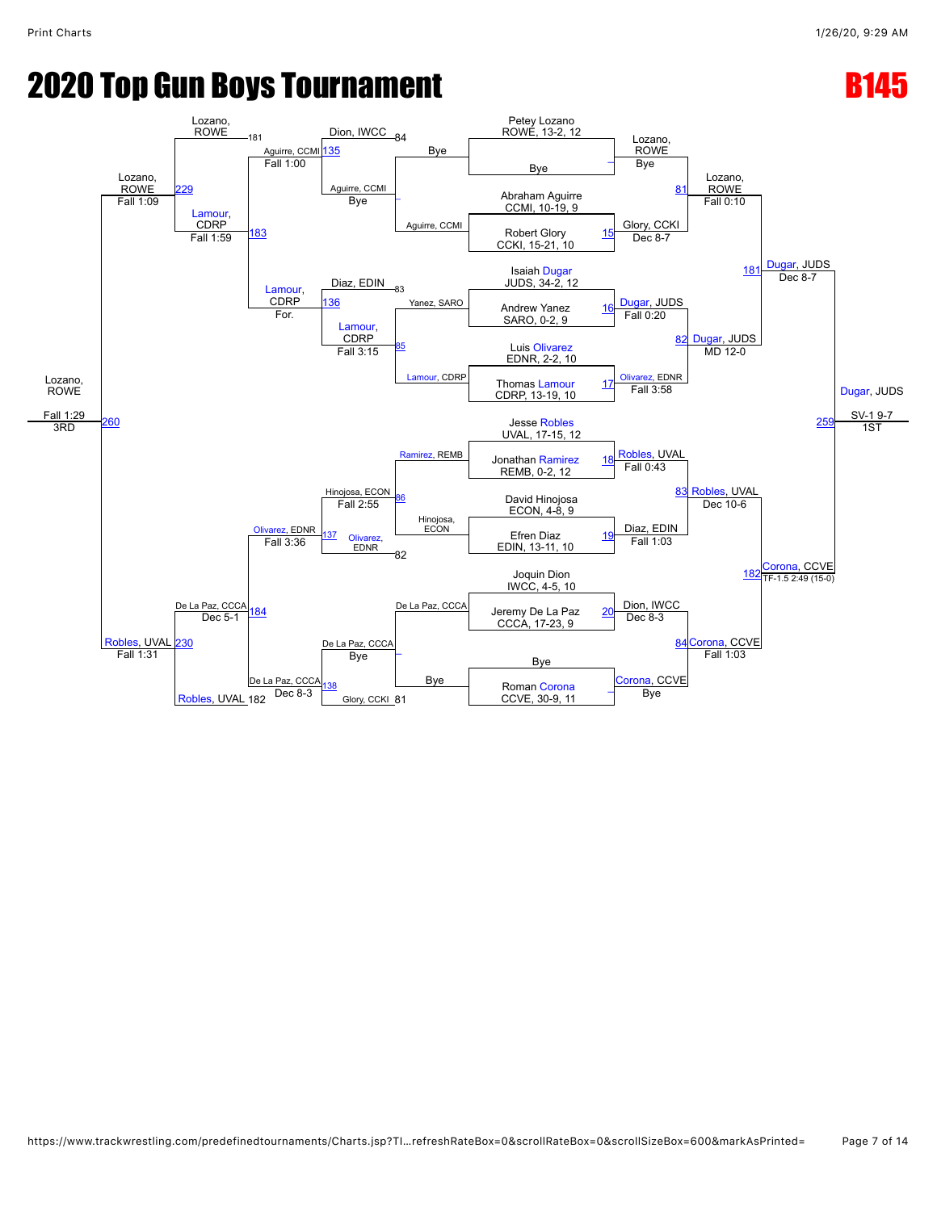# 2020 Top Gun Boys Tournament

## B145

### Championship Bracket

**First Round (Seeds)**

| Bout | Wrestler 1 | Wrestler 2 | Winner | Result |
|---|---|---|---|---|
| – | Petey Lozano, ROWE, 13-2, 12 | Bye | Lozano, ROWE | Bye |
| 15 | Abraham Aguirre, CCMI, 10-19, 9 | Robert Glory, CCKI, 15-21, 10 | Glory, CCKI | Dec 8-7 |
| 16 | Isaiah Dugar, JUDS, 34-2, 12 | Andrew Yanez, SARO, 0-2, 9 | Dugar, JUDS | Fall 0:20 |
| 17 | Luis Olivarez, EDNR, 2-2, 10 | Thomas Lamour, CDRP, 13-19, 10 | Olivarez, EDNR | Fall 3:58 |
| 18 | Jesse Robles, UVAL, 17-15, 12 | Jonathan Ramirez, REMB, 0-2, 12 | Robles, UVAL | Fall 0:43 |
| 19 | David Hinojosa, ECON, 4-8, 9 | Efren Diaz, EDIN, 13-11, 10 | Diaz, EDIN | Fall 1:03 |
| 20 | Joquin Dion, IWCC, 4-5, 10 | Jeremy De La Paz, CCCA, 17-23, 9 | Dion, IWCC | Dec 8-3 |
| – | Bye | Roman Corona, CCVE, 30-9, 11 | Corona, CCVE | Bye |

**Quarterfinals**

| Bout | Winner | Result |
|---|---|---|
| 81 | Lozano, ROWE | Fall 0:10 |
| 82 | Dugar, JUDS | MD 12-0 |
| 83 | Robles, UVAL | Dec 10-6 |
| 84 | Corona, CCVE | Fall 1:03 |

**Semifinals**

| Bout | Winner | Result |
|---|---|---|
| 181 | Dugar, JUDS | Dec 8-7 |
| 182 | Corona, CCVE | TF-1.5 2:49 (15-0) |

**Final**

| Bout | Winner | Result | Place |
|---|---|---|---|
| 259 | Dugar, JUDS | SV-1 9-7 | 1ST |

### Consolation Bracket

| Bout | Wrestler 1 | Wrestler 2 | Winner | Result |
|---|---|---|---|---|
| – | Bye | Aguirre, CCMI | Aguirre, CCMI | Bye |
| – | Yanez, SARO | Lamour, CDRP | Lamour, CDRP | |
| – | Ramirez, REMB | Hinojosa, ECON | Hinojosa, ECON | |
| – | De La Paz, CCCA | Bye | De La Paz, CCCA | Bye |
| 135 | Dion, IWCC (L 84) | Aguirre, CCMI | Aguirre, CCMI | Fall 1:00 |
| 85 | Diaz, EDIN (L 83) | Lamour, CDRP | Lamour, CDRP | Fall 3:15 |
| 86 | Hinojosa, ECON | Olivarez, EDNR (L 82) | Hinojosa, ECON | Fall 2:55 |
| – | De La Paz, CCCA | Glory, CCKI (L 81) | De La Paz, CCCA | Bye |
| 136 | Diaz, EDIN | Lamour, CDRP | Lamour, CDRP | For. |
| 137 | Hinojosa, ECON | Olivarez, EDNR | Olivarez, EDNR | Fall 3:36 |
| 138 | De La Paz, CCCA | | De La Paz, CCCA | Dec 8-3 |
| 183 | Lozano, ROWE (L 181) | Lamour, CDRP | Lamour, CDRP | Fall 1:59 |
| 184 | De La Paz, CCCA | Robles, UVAL (L 182) | De La Paz, CCCA | Dec 5-1 |
| 229 | Lozano, ROWE | Lamour, CDRP | Lozano, ROWE | Fall 1:09 |
| 230 | De La Paz, CCCA | Robles, UVAL | Robles, UVAL | Fall 1:31 |
| 260 | Lozano, ROWE | Robles, UVAL | Lozano, ROWE | Fall 1:29 (3RD) |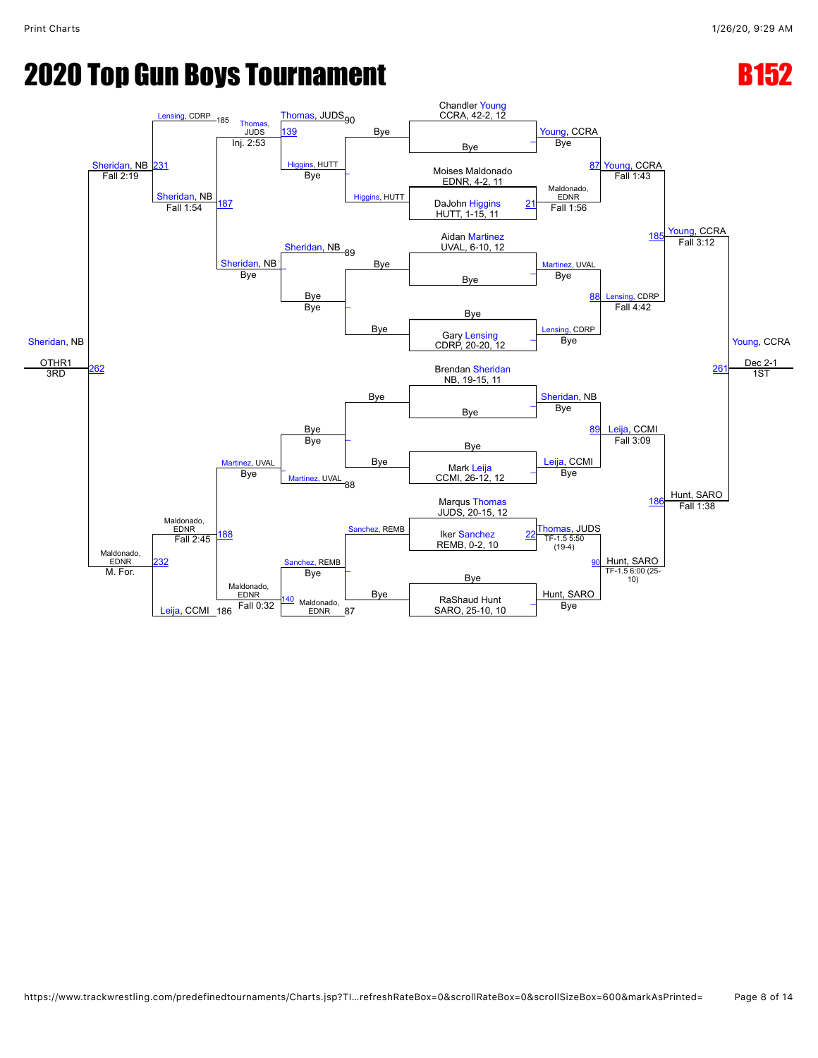# 2020 Top Gun Boys Tournament

## B152

### Championship Bracket

**First round**

- Chandler Young, CCRA, 42-2, 12 vs Bye — Young, CCRA (Bye)
- Moises Maldonado, EDNR, 4-2, 11 vs DaJohn Higgins, HUTT, 1-15, 11 — Match 21: Maldonado, EDNR (Fall 1:56)
- Aidan Martinez, UVAL, 6-10, 12 vs Bye — Martinez, UVAL (Bye)
- Bye vs Gary Lensing, CDRP, 20-20, 12 — Lensing, CDRP (Bye)
- Brendan Sheridan, NB, 19-15, 11 vs Bye — Sheridan, NB (Bye)
- Bye vs Mark Leija, CCMI, 26-12, 12 — Leija, CCMI (Bye)
- Marqus Thomas, JUDS, 20-15, 12 vs Iker Sanchez, REMB, 0-2, 10 — Match 22: Thomas, JUDS (TF-1.5 5:50 (19-4))
- Bye vs RaShaud Hunt, SARO, 25-10, 10 — Hunt, SARO (Bye)

**Quarterfinals**

- Match 87: Young, CCRA (Fall 1:43)
- Match 88: Lensing, CDRP (Fall 4:42)
- Match 89: Leija, CCMI (Fall 3:09)
- Match 90: Hunt, SARO (TF-1.5 6:00 (25-10))

**Semifinals**

- Match 185: Young, CCRA (Fall 3:12)
- Match 186: Hunt, SARO (Fall 1:38)

**Final**

- Match 261: Young, CCRA (Dec 2-1) — 1ST

### Consolation Bracket

**First round**

- Bye vs Higgins, HUTT — Higgins, HUTT
- Bye vs Bye — Bye
- Bye vs Bye — Bye
- Sanchez, REMB vs Bye — Sanchez, REMB

**Second round**

- Thomas, JUDS (loser 90) vs Higgins, HUTT — Match 139: Thomas, JUDS (Bye)
- Sheridan, NB (loser 89) vs Bye — Sheridan, NB (Bye)
- Bye vs Martinez, UVAL (loser 88) — Martinez, UVAL (Bye)
- Sanchez, REMB vs Maldonado, EDNR (loser 87) — Match 140: Maldonado, EDNR (Fall 0:32)

**Third round**

- Thomas, JUDS vs Sheridan, NB — Match 187: Sheridan, NB (Fall 1:54)
- Martinez, UVAL vs Maldonado, EDNR — Match 188: Maldonado, EDNR (Fall 2:45)

**Consolation semifinals**

- Lensing, CDRP (loser 185) vs Sheridan, NB — Match 231: Sheridan, NB (Fall 2:19)
- Maldonado, EDNR vs Leija, CCMI (loser 186) — Match 232: Maldonado, EDNR (M. For.)

**3rd place**

- Match 262: Sheridan, NB (OTHR1) — 3RD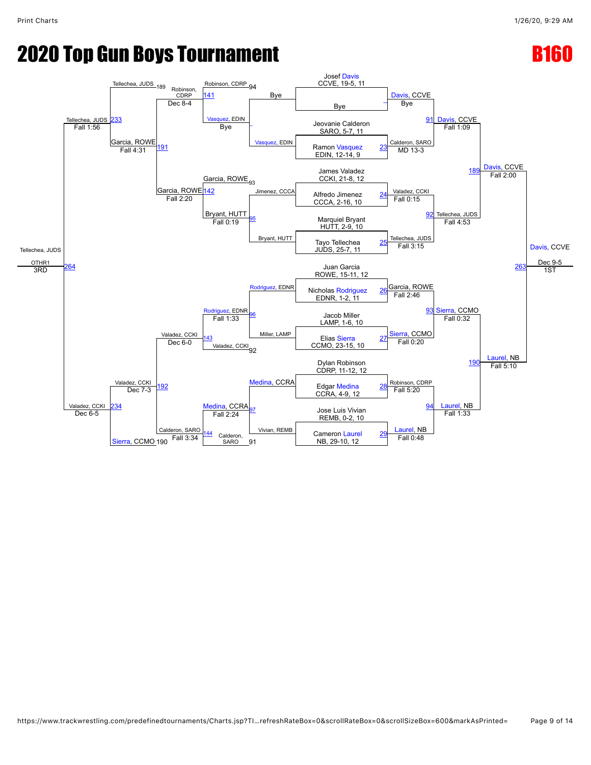# 2020 Top Gun Boys Tournament

## B160

### Championship Bracket

**First Round**

| Match | Wrestler 1 | Wrestler 2 | Winner | Result |
|---|---|---|---|---|
| — | Josef Davis, CCVE, 19-5, 11 | Bye | Davis, CCVE | Bye |
| 23 | Jeovanie Calderon, SARO, 5-7, 11 | Ramon Vasquez, EDIN, 12-14, 9 | Calderon, SARO | MD 13-3 |
| 24 | James Valadez, CCKI, 21-8, 12 | Alfredo Jimenez, CCCA, 2-16, 10 | Valadez, CCKI | Fall 0:15 |
| 25 | Marquiel Bryant, HUTT, 2-9, 10 | Tayo Tellechea, JUDS, 25-7, 11 | Tellechea, JUDS | Fall 3:15 |
| 26 | Juan Garcia, ROWE, 15-11, 12 | Nicholas Rodriguez, EDNR, 1-2, 11 | Garcia, ROWE | Fall 2:46 |
| 27 | Jacob Miller, LAMP, 1-6, 10 | Elias Sierra, CCMO, 23-15, 10 | Sierra, CCMO | Fall 0:20 |
| 28 | Dylan Robinson, CDRP, 11-12, 12 | Edgar Medina, CCRA, 4-9, 12 | Robinson, CDRP | Fall 5:20 |
| 29 | Jose Luis Vivian, REMB, 0-2, 10 | Cameron Laurel, NB, 29-10, 12 | Laurel, NB | Fall 0:48 |

**Quarterfinals**

| Match | Winner | Result |
|---|---|---|
| 91 | Davis, CCVE | Fall 1:09 |
| 92 | Tellechea, JUDS | Fall 4:53 |
| 93 | Sierra, CCMO | Fall 0:32 |
| 94 | Laurel, NB | Fall 1:33 |

**Semifinals**

| Match | Winner | Result |
|---|---|---|
| 189 | Davis, CCVE | Fall 2:00 |
| 190 | Laurel, NB | Fall 5:10 |

**Final**

| Match | Winner | Result | Place |
|---|---|---|---|
| 263 | Davis, CCVE | Dec 9-5 | 1ST |

### Consolation Bracket

| Match | Wrestler 1 | Wrestler 2 | Winner | Result |
|---|---|---|---|---|
| — | Vasquez, EDIN | Bye | Vasquez, EDIN | Bye |
| 95 | Jimenez, CCCA | Bryant, HUTT | Bryant, HUTT | Fall 0:19 |
| 96 | Rodriguez, EDNR | Miller, LAMP | Rodriguez, EDNR | Fall 1:33 |
| 97 | Medina, CCRA | Vivian, REMB | Medina, CCRA | Fall 2:24 |
| 141 | Robinson, CDRP (94) | Vasquez, EDIN | Robinson, CDRP | Dec 8-4 |
| 142 | Garcia, ROWE (93) | Bryant, HUTT | Garcia, ROWE | Fall 2:20 |
| 143 | Rodriguez, EDNR | Valadez, CCKI (92) | Valadez, CCKI | Dec 6-0 |
| 144 | Medina, CCRA | Calderon, SARO (91) | Calderon, SARO | Fall 3:34 |
| 191 | Tellechea, JUDS (189) | Robinson, CDRP | Garcia, ROWE | Fall 4:31 |
| 192 | Valadez, CCKI | Calderon, SARO | Valadez, CCKI | Dec 7-3 |
| 233 | Tellechea, JUDS | Garcia, ROWE | Tellechea, JUDS | Fall 1:56 |
| 234 | Valadez, CCKI | Sierra, CCMO (190) | Valadez, CCKI | Dec 6-5 |
| 264 | Tellechea, JUDS | Valadez, CCKI | Tellechea, JUDS | OTHR1 | 

3RD: Tellechea, JUDS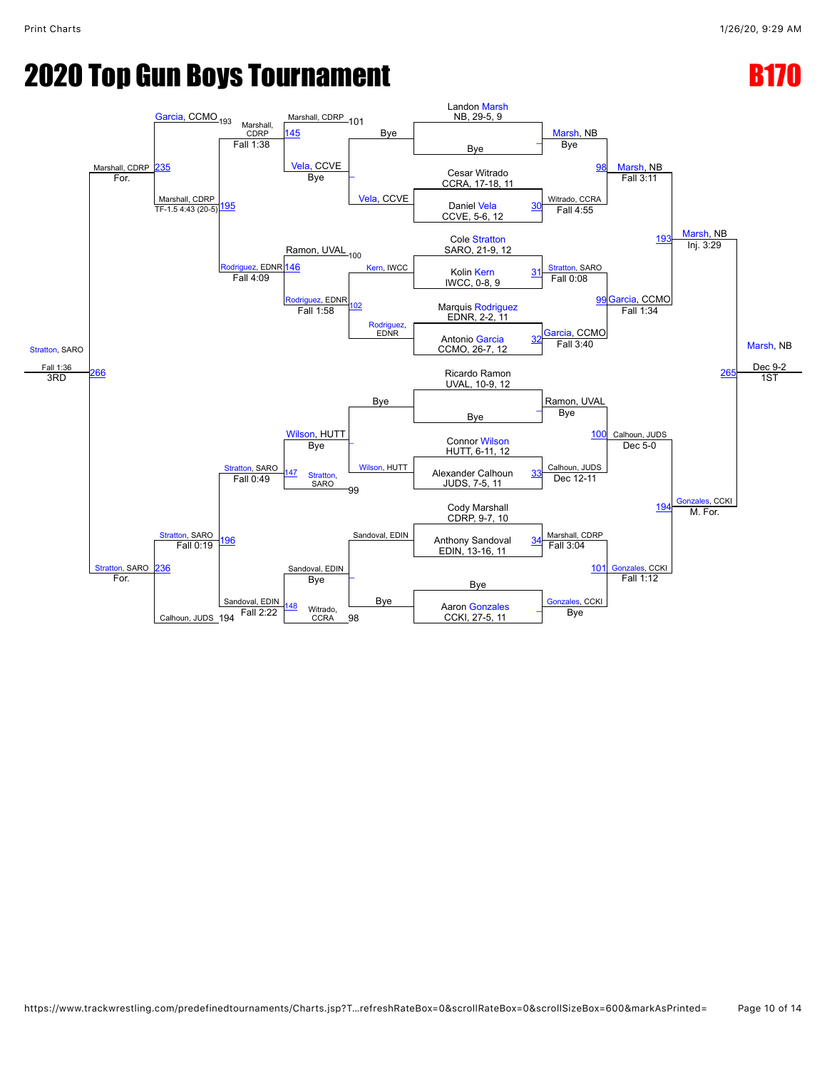# 2020 Top Gun Boys Tournament

## B170

### Championship Bracket

**Seeds:**

- Landon Marsh, NB, 29-5, 9
- Bye
- Cesar Witrado, CCRA, 17-18, 11
- Daniel Vela, CCVE, 5-6, 12
- Cole Stratton, SARO, 21-9, 12
- Kolin Kern, IWCC, 0-8, 9
- Marquis Rodriguez, EDNR, 2-2, 11
- Antonio Garcia, CCMO, 26-7, 12
- Ricardo Ramon, UVAL, 10-9, 12
- Bye
- Connor Wilson, HUTT, 6-11, 12
- Alexander Calhoun, JUDS, 7-5, 11
- Cody Marshall, CDRP, 9-7, 10
- Anthony Sandoval, EDIN, 13-16, 11
- Bye
- Aaron Gonzales, CCKI, 27-5, 11

**First Round:**

- Marsh, NB — Bye
- 30: Witrado, CCRA — Fall 4:55
- 31: Stratton, SARO — Fall 0:08
- 32: Garcia, CCMO — Fall 3:40
- Ramon, UVAL — Bye
- 33: Calhoun, JUDS — Dec 12-11
- 34: Marshall, CDRP — Fall 3:04
- Gonzales, CCKI — Bye

**Quarterfinals:**

- 98: Marsh, NB — Fall 3:11
- 99: Garcia, CCMO — Fall 1:34
- 100: Calhoun, JUDS — Dec 5-0
- 101: Gonzales, CCKI — Fall 1:12

**Semifinals:**

- 193: Marsh, NB — Inj. 3:29
- 194: Gonzales, CCKI — M. For.

**Final:**

- 265: Marsh, NB — Dec 9-2 — 1ST

### Consolation Bracket

**Consolation Round 1:**

- Bye vs. Vela, CCVE → Vela, CCVE
- Kern, IWCC vs. Rodriguez, EDNR → 102: Rodriguez, EDNR — Fall 1:58
- Bye vs. Wilson, HUTT → Wilson, HUTT
- Sandoval, EDIN vs. Bye → Sandoval, EDIN

**Consolation Round 2:**

- Marshall, CDRP (L-101) vs. Vela, CCVE → 145: Marshall, CDRP — Fall 1:38
- Ramon, UVAL (L-100) vs. Rodriguez, EDNR → 146: Rodriguez, EDNR — Fall 4:09
- Wilson, HUTT vs. Stratton, SARO (L-99) → 147: Stratton, SARO — Fall 0:49
- Sandoval, EDIN vs. Witrado, CCRA (L-98) → 148: Sandoval, EDIN — Fall 2:22

**Consolation Round 3:**

- Marshall, CDRP vs. Rodriguez, EDNR → 195: Marshall, CDRP — TF-1.5 4:43 (20-5)
- Stratton, SARO vs. Sandoval, EDIN → 196: Stratton, SARO — Fall 0:19

**Consolation Semifinals:**

- Garcia, CCMO (L-193) vs. Marshall, CDRP → 235: Marshall, CDRP — For.
- Stratton, SARO vs. Calhoun, JUDS (L-194) → 236: Stratton, SARO — For.

**3rd Place:**

- 266: Stratton, SARO — Fall 1:36 — 3RD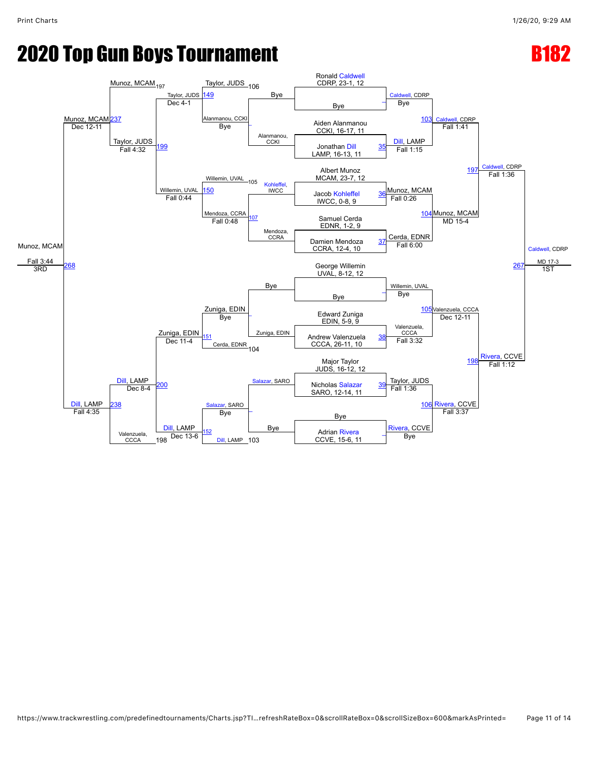# 2020 Top Gun Boys Tournament

## B182

### Championship Bracket

**First Round (Seeds / Entrants)**

- Ronald Caldwell, CDRP, 23-1, 12 vs Bye
- Aiden Alanmanou, CCKI, 16-17, 11 vs Jonathan Dill, LAMP, 16-13, 11
- Albert Munoz, MCAM, 23-7, 12 vs Jacob Kohleffel, IWCC, 0-8, 9
- Samuel Cerda, EDNR, 1-2, 9 vs Damien Mendoza, CCRA, 12-4, 10
- George Willemin, UVAL, 8-12, 12 vs Bye
- Edward Zuniga, EDIN, 5-9, 9 vs Andrew Valenzuela, CCCA, 26-11, 10
- Major Taylor, JUDS, 16-12, 12 vs Nicholas Salazar, SARO, 12-14, 11
- Bye vs Adrian Rivera, CCVE, 15-6, 11

**First Round Results**

| Bout | Winner | Result |
| --- | --- | --- |
| – | Caldwell, CDRP | Bye |
| 35 | Dill, LAMP | Fall 1:15 |
| 36 | Munoz, MCAM | Fall 0:26 |
| 37 | Cerda, EDNR | Fall 6:00 |
| – | Willemin, UVAL | Bye |
| 38 | Valenzuela, CCCA | Fall 3:32 |
| 39 | Taylor, JUDS | Fall 1:36 |
| – | Rivera, CCVE | Bye |

**Quarterfinals**

| Bout | Winner | Result |
| --- | --- | --- |
| 103 | Caldwell, CDRP | Fall 1:41 |
| 104 | Munoz, MCAM | MD 15-4 |
| 105 | Valenzuela, CCCA | Dec 12-11 |
| 106 | Rivera, CCVE | Fall 3:37 |

**Semifinals**

| Bout | Winner | Result |
| --- | --- | --- |
| 197 | Caldwell, CDRP | Fall 1:36 |
| 198 | Rivera, CCVE | Fall 1:12 |

**Final**

| Bout | Winner | Result | Place |
| --- | --- | --- | --- |
| 267 | Caldwell, CDRP | MD 17-3 | 1ST |

### Consolation Bracket

**Consolation First Round**

| Bout | Wrestlers | Winner | Result |
| --- | --- | --- | --- |
| – | Bye / Alanmanou, CCKI | Alanmanou, CCKI | Bye |
| 107 | Kohleffel, IWCC / Mendoza, CCRA | Mendoza, CCRA | Fall 0:48 |
| – | Bye / Zuniga, EDIN | Zuniga, EDIN | Bye |
| – | Salazar, SARO / Bye | Salazar, SARO | Bye |

**Consolation Second Round**

| Bout | Wrestlers | Winner | Result |
| --- | --- | --- | --- |
| 149 | Taylor, JUDS (106) / Alanmanou, CCKI | Taylor, JUDS | Dec 4-1 |
| 150 | Willemin, UVAL (105) / Mendoza, CCRA | Willemin, UVAL | Fall 0:44 |
| 151 | Zuniga, EDIN / Cerda, EDNR (104) | Zuniga, EDIN | Dec 11-4 |
| 152 | Salazar, SARO / Dill, LAMP (103) | Dill, LAMP | Dec 13-6 |

**Consolation Quarterfinals**

| Bout | Wrestlers | Winner | Result |
| --- | --- | --- | --- |
| 199 | Munoz, MCAM (197) / Taylor, JUDS | Taylor, JUDS | Fall 4:32 |
| 200 | Zuniga, EDIN / Dill, LAMP | Dill, LAMP | Dec 8-4 |

**Consolation Semifinals**

| Bout | Wrestlers | Winner | Result |
| --- | --- | --- | --- |
| 237 | Munoz, MCAM / Taylor, JUDS | Munoz, MCAM | Dec 12-11 |
| 238 | Dill, LAMP / Valenzuela, CCCA (198) | Dill, LAMP | Fall 4:35 |

**3rd Place**

| Bout | Winner | Result | Place |
| --- | --- | --- | --- |
| 268 | Munoz, MCAM | Fall 3:44 | 3RD |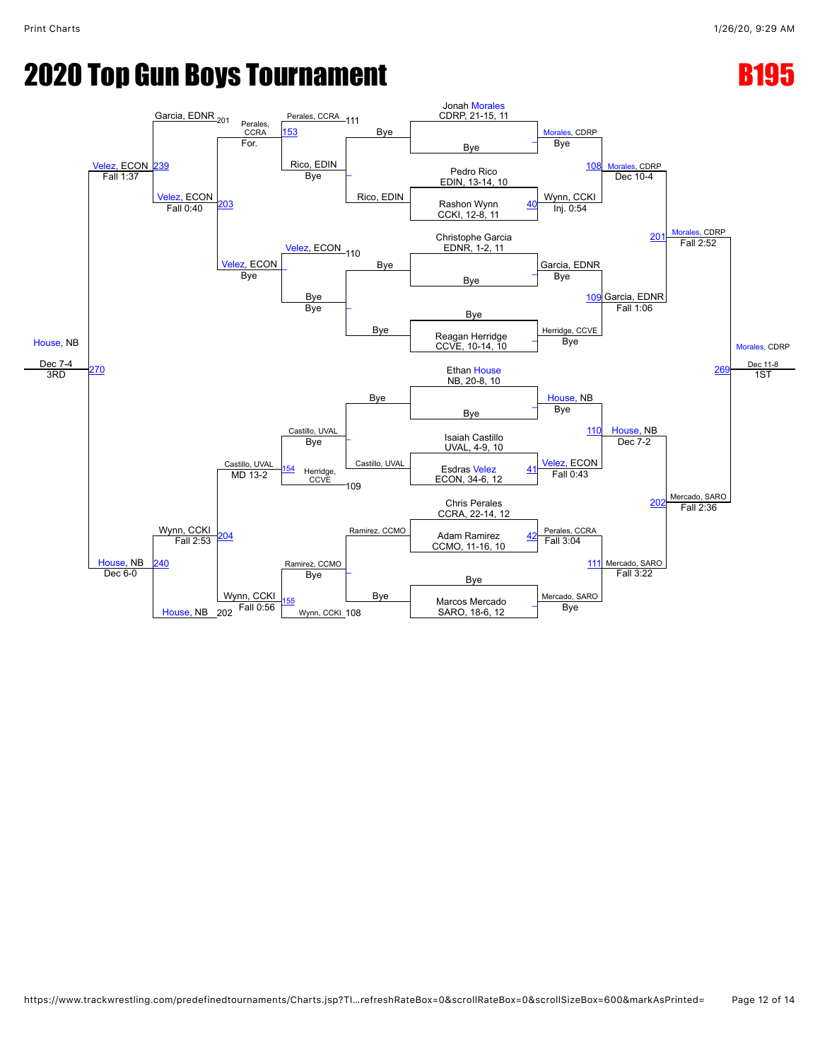# 2020 Top Gun Boys Tournament

**B195**

## Championship Bracket

**Entrants:**
- Jonah Morales, CDRP, 21-15, 11
- Bye
- Pedro Rico, EDIN, 13-14, 10
- Rashon Wynn, CCKI, 12-8, 11
- Christophe Garcia, EDNR, 1-2, 11
- Bye
- Bye
- Reagan Herridge, CCVE, 10-14, 10
- Ethan House, NB, 20-8, 10
- Bye
- Isaiah Castillo, UVAL, 4-9, 10
- Esdras Velez, ECON, 34-6, 12
- Chris Perales, CCRA, 22-14, 12
- Adam Ramirez, CCMO, 11-16, 10
- Bye
- Marcos Mercado, SARO, 18-6, 12

**Round 1:**
- Morales, CDRP — Bye
- 40: Wynn, CCKI — Inj. 0:54
- Garcia, EDNR — Bye
- Herridge, CCVE — Bye
- House, NB — Bye
- 41: Velez, ECON — Fall 0:43
- 42: Perales, CCRA — Fall 3:04
- Mercado, SARO — Bye

**Quarterfinals:**
- 108: Morales, CDRP — Dec 10-4
- 109: Garcia, EDNR — Fall 1:06
- 110: House, NB — Dec 7-2
- 111: Mercado, SARO — Fall 3:22

**Semifinals:**
- 201: Morales, CDRP — Fall 2:52
- 202: Mercado, SARO — Fall 2:36

**1st Place (269):** Morales, CDRP — Dec 11-8 — 1ST

## Consolation Bracket

**Consolation Round 1:**
- Perales, CCRA (111) vs. Rico, EDIN — Bye → Rico, EDIN
- Velez, ECON (110) vs. Bye — Bye → Bye
- Castillo, UVAL — Bye → Castillo, UVAL
- Ramirez, CCMO — Bye → Ramirez, CCMO

**Consolation Round 2:**
- 153: Perales, CCRA vs. Rico, EDIN — Perales, CCRA — For.
- Velez, ECON — Bye
- 154: Castillo, UVAL vs. Herridge, CCVE (109) — Castillo, UVAL — MD 13-2
- 155: Ramirez, CCMO vs. Wynn, CCKI (108) — Wynn, CCKI — Fall 0:56

**Consolation Semifinals:**
- 203: Garcia, EDNR (201) vs. Velez, ECON — Velez, ECON — Fall 0:40
- 204: Wynn, CCKI vs. House, NB (202) — Wynn, CCKI — Fall 2:53

**Consolation Finals:**
- 239: Velez, ECON — Fall 1:37
- 240: House, NB — Dec 6-0

**3rd Place (270):** House, NB — Dec 7-4 — 3RD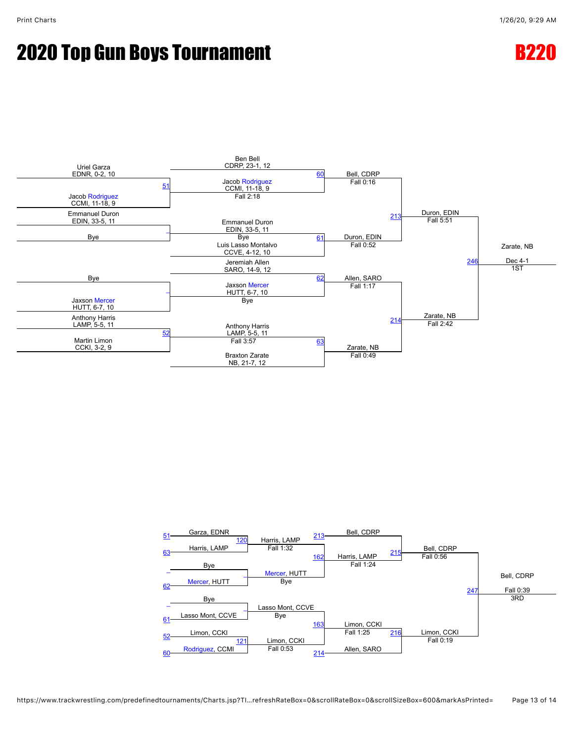# 2020 Top Gun Boys Tournament

## B220

### Championship Bracket

**First Round**

- Uriel Garza, EDNR, 0-2, 10 vs Jacob Rodriguez, CCMI, 11-18, 9 — Match 51 — Jacob Rodriguez, CCMI, 11-18, 9 (Fall 2:18)
- Emmanuel Duron, EDIN, 33-5, 11 vs Bye — Emmanuel Duron, EDIN, 33-5, 11 (Bye)
- Bye vs Jaxson Mercer, HUTT, 6-7, 10 — Jaxson Mercer, HUTT, 6-7, 10 (Bye)
- Anthony Harris, LAMP, 5-5, 11 vs Martin Limon, CCKI, 3-2, 9 — Match 52 — Anthony Harris, LAMP, 5-5, 11 (Fall 3:57)

**Quarterfinals**

- Ben Bell, CDRP, 23-1, 12 vs Jacob Rodriguez, CCMI, 11-18, 9 — Match 60 — Bell, CDRP (Fall 0:16)
- Emmanuel Duron, EDIN, 33-5, 11 vs Luis Lasso Montalvo, CCVE, 4-12, 10 — Match 61 — Duron, EDIN (Fall 0:52)
- Jeremiah Allen, SARO, 14-9, 12 vs Jaxson Mercer, HUTT, 6-7, 10 — Match 62 — Allen, SARO (Fall 1:17)
- Anthony Harris, LAMP, 5-5, 11 vs Braxton Zarate, NB, 21-7, 12 — Match 63 — Zarate, NB (Fall 0:49)

**Semifinals**

- Bell, CDRP vs Duron, EDIN — Match 213 — Duron, EDIN (Fall 5:51)
- Allen, SARO vs Zarate, NB — Match 214 — Zarate, NB (Fall 2:42)

**Final**

- Duron, EDIN vs Zarate, NB — Match 246 — Zarate, NB (Dec 4-1) — 1ST

### Consolation Bracket

**First Round**

- Garza, EDNR (51) vs Harris, LAMP (63) — Match 120 — Harris, LAMP (Fall 1:32)
- Bye vs Mercer, HUTT (62) — Mercer, HUTT (Bye)
- Bye vs Lasso Mont, CCVE (61) — Lasso Mont, CCVE (Bye)
- Limon, CCKI (52) vs Rodriguez, CCMI (60) — Match 121 — Limon, CCKI (Fall 0:53)

**Second Round**

- Harris, LAMP vs Mercer, HUTT — Match 162 — Harris, LAMP (Fall 1:24)
- Lasso Mont, CCVE vs Limon, CCKI — Match 163 — Limon, CCKI (Fall 1:25)

**Third Round**

- Bell, CDRP (213) vs Harris, LAMP — Match 215 — Bell, CDRP (Fall 0:56)
- Limon, CCKI vs Allen, SARO (214) — Match 216 — Limon, CCKI (Fall 0:19)

**3rd Place**

- Bell, CDRP vs Limon, CCKI — Match 247 — Bell, CDRP (Fall 0:39) — 3RD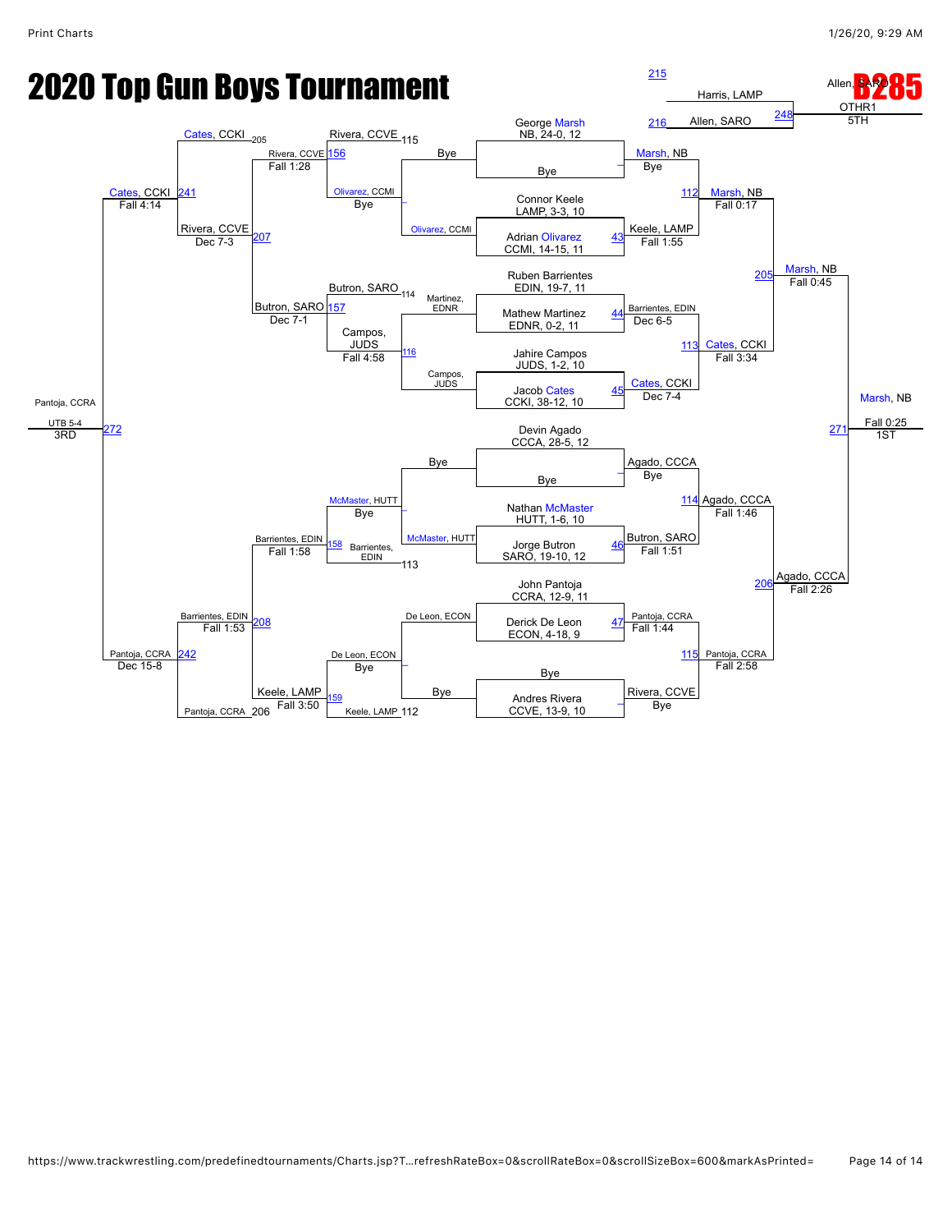# 2020 Top Gun Boys Tournament

B285

Championship bracket (first round):

George Marsh
NB, 24-0, 12

Bye

Connor Keele
LAMP, 3-3, 10

Adrian Olivarez
CCMI, 14-15, 11

Ruben Barrientes
EDIN, 19-7, 11

Mathew Martinez
EDNR, 0-2, 11

Jahire Campos
JUDS, 1-2, 10

Jacob Cates
CCKI, 38-12, 10

Devin Agado
CCCA, 28-5, 12

Bye

Nathan McMaster
HUTT, 1-6, 10

Jorge Butron
SARO, 19-10, 12

John Pantoja
CCRA, 12-9, 11

Derick De Leon
ECON, 4-18, 9

Bye

Andres Rivera
CCVE, 13-9, 10

Championship results:

Marsh, NB — Bye
43 Keele, LAMP — Fall 1:55
44 Barrientes, EDIN — Dec 6-5
45 Cates, CCKI — Dec 7-4
Agado, CCCA — Bye
46 Butron, SARO — Fall 1:51
47 Pantoja, CCRA — Fall 1:44
Rivera, CCVE — Bye

112 Marsh, NB — Fall 0:17
113 Cates, CCKI — Fall 3:34
114 Agado, CCCA — Fall 1:46
115 Pantoja, CCRA — Fall 2:58

205 Marsh, NB — Fall 0:45
206 Agado, CCCA — Fall 2:26

271 Marsh, NB — Fall 0:25 — 1ST

Consolation bracket:

Bye; Olivarez, CCMI — Olivarez, CCMI — Bye
Martinez, EDNR; Campos, JUDS — 116 Campos, JUDS — Fall 4:58
Bye; McMaster, HUTT — McMaster, HUTT — Bye
De Leon, ECON; Bye — De Leon, ECON — Bye

Rivera, CCVE 115; Olivarez, CCMI — 156 Rivera, CCVE — Fall 1:28
Butron, SARO 114; Campos, JUDS — 157 Butron, SARO — Dec 7-1
McMaster, HUTT; Barrientes, EDIN 113 — 158 Barrientes, EDIN — Fall 1:58
De Leon, ECON; Keele, LAMP 112 — 159 Keele, LAMP — Fall 3:50

Cates, CCKI 205; Rivera, CCVE — 207 Rivera, CCVE — Dec 7-3
Barrientes, EDIN; Pantoja, CCRA 206 — 208 Barrientes, EDIN — Fall 1:53

241 Cates, CCKI — Fall 4:14
242 Pantoja, CCRA — Dec 15-8

272 Pantoja, CCRA — UTB 5-4 — 3RD

215 Harris, LAMP
216 Allen, SARO
248 Allen, SARO — OTHR1 — 5TH